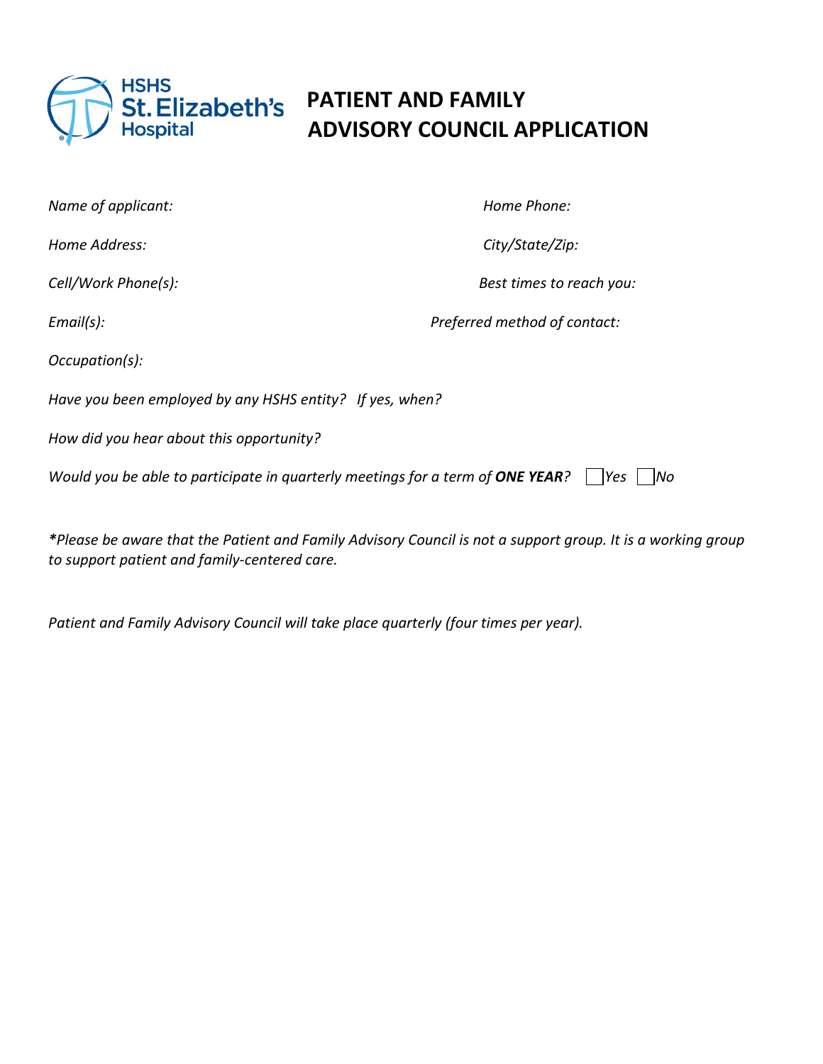HSHS St. Elizabeth's Hospital

# PATIENT AND FAMILY ADVISORY COUNCIL APPLICATION

*Name of applicant:* *Home Phone:*

*Home Address:* *City/State/Zip:*

*Cell/Work Phone(s):* *Best times to reach you:*

*Email(s):* *Preferred method of contact:*

*Occupation(s):*

*Have you been employed by any HSHS entity? If yes, when?*

*How did you hear about this opportunity?*

*Would you be able to participate in quarterly meetings for a term of* ***ONE YEAR****?* ☐ *Yes* ☐ *No*

***\****Please be aware that the Patient and Family Advisory Council is not a support group. It is a working group to support patient and family-centered care.*

*Patient and Family Advisory Council will take place quarterly (four times per year).*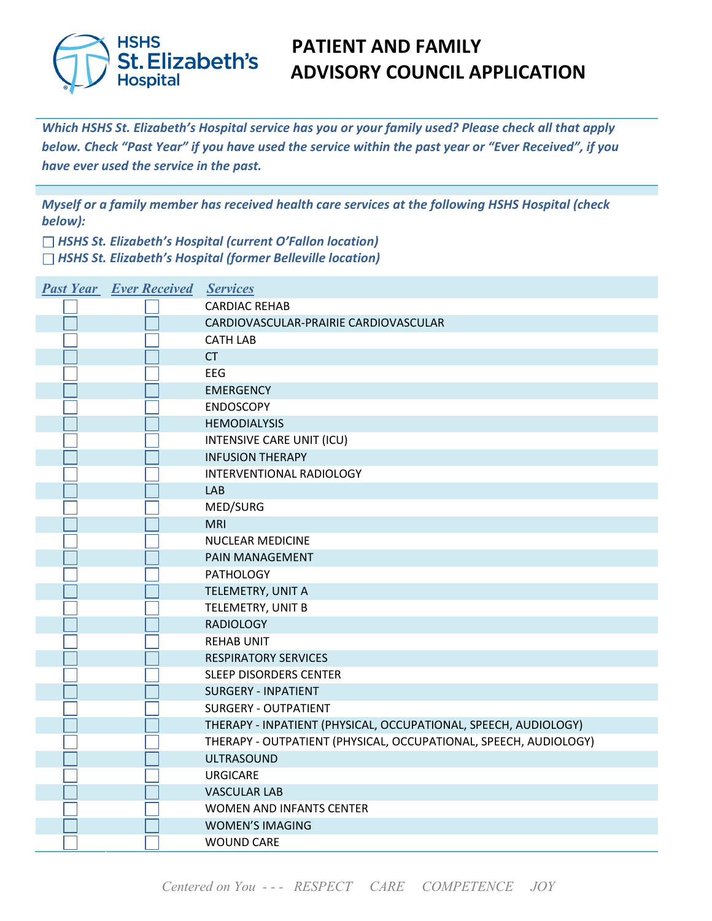# PATIENT AND FAMILY ADVISORY COUNCIL APPLICATION

***Which HSHS St. Elizabeth's Hospital service has you or your family used? Please check all that apply below. Check "Past Year" if you have used the service within the past year or "Ever Received", if you have ever used the service in the past.***

***Myself or a family member has received health care services at the following HSHS Hospital (check below):***

☐ ***HSHS St. Elizabeth's Hospital (current O'Fallon location)***
☐ ***HSHS St. Elizabeth's Hospital (former Belleville location)***

| Past Year | Ever Received | Services |
|---|---|---|
| ☐ | ☐ | CARDIAC REHAB |
| ☐ | ☐ | CARDIOVASCULAR-PRAIRIE CARDIOVASCULAR |
| ☐ | ☐ | CATH LAB |
| ☐ | ☐ | CT |
| ☐ | ☐ | EEG |
| ☐ | ☐ | EMERGENCY |
| ☐ | ☐ | ENDOSCOPY |
| ☐ | ☐ | HEMODIALYSIS |
| ☐ | ☐ | INTENSIVE CARE UNIT (ICU) |
| ☐ | ☐ | INFUSION THERAPY |
| ☐ | ☐ | INTERVENTIONAL RADIOLOGY |
| ☐ | ☐ | LAB |
| ☐ | ☐ | MED/SURG |
| ☐ | ☐ | MRI |
| ☐ | ☐ | NUCLEAR MEDICINE |
| ☐ | ☐ | PAIN MANAGEMENT |
| ☐ | ☐ | PATHOLOGY |
| ☐ | ☐ | TELEMETRY, UNIT A |
| ☐ | ☐ | TELEMETRY, UNIT B |
| ☐ | ☐ | RADIOLOGY |
| ☐ | ☐ | REHAB UNIT |
| ☐ | ☐ | RESPIRATORY SERVICES |
| ☐ | ☐ | SLEEP DISORDERS CENTER |
| ☐ | ☐ | SURGERY - INPATIENT |
| ☐ | ☐ | SURGERY - OUTPATIENT |
| ☐ | ☐ | THERAPY - INPATIENT (PHYSICAL, OCCUPATIONAL, SPEECH, AUDIOLOGY) |
| ☐ | ☐ | THERAPY - OUTPATIENT (PHYSICAL, OCCUPATIONAL, SPEECH, AUDIOLOGY) |
| ☐ | ☐ | ULTRASOUND |
| ☐ | ☐ | URGICARE |
| ☐ | ☐ | VASCULAR LAB |
| ☐ | ☐ | WOMEN AND INFANTS CENTER |
| ☐ | ☐ | WOMEN'S IMAGING |
| ☐ | ☐ | WOUND CARE |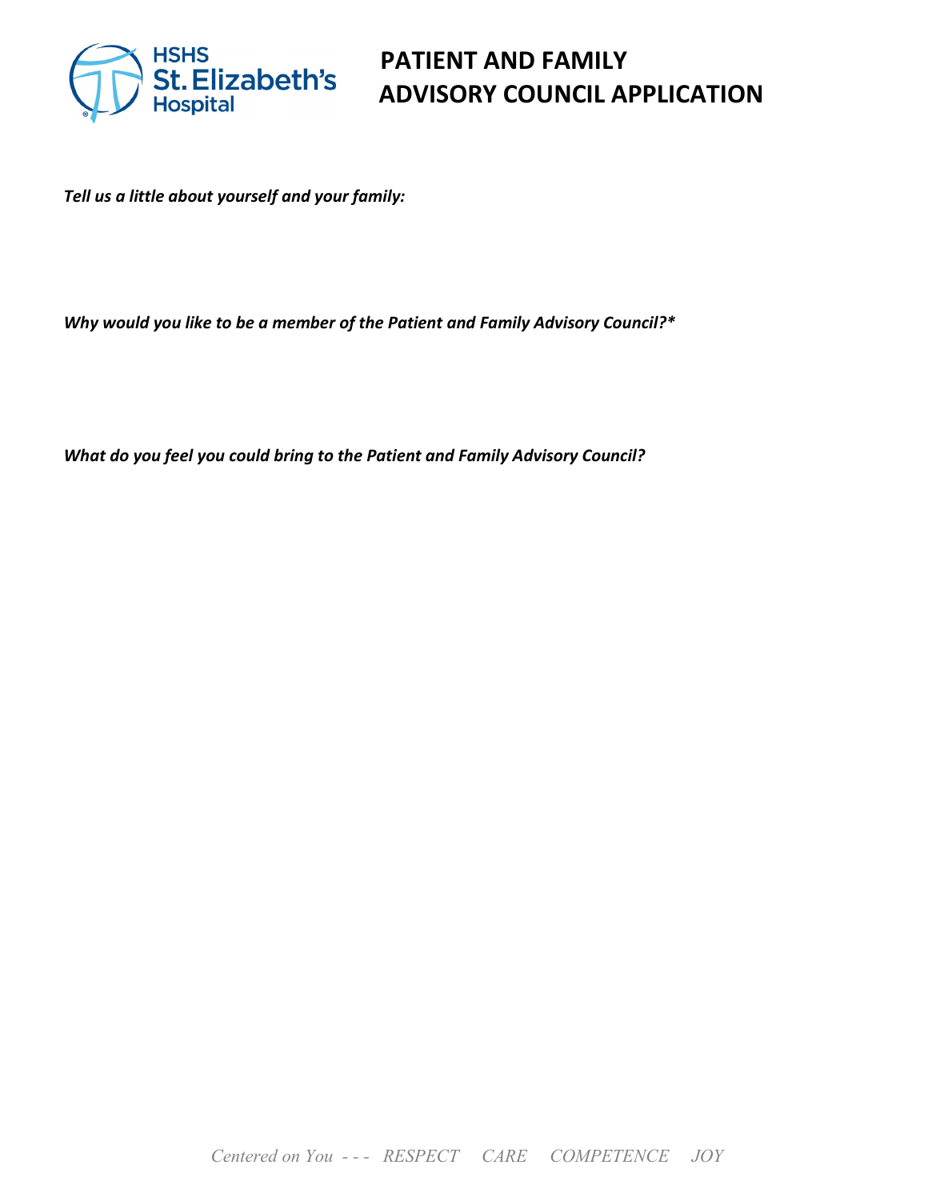# PATIENT AND FAMILY ADVISORY COUNCIL APPLICATION

***Tell us a little about yourself and your family:***

***Why would you like to be a member of the Patient and Family Advisory Council?****

***What do you feel you could bring to the Patient and Family Advisory Council?***

*Centered on You - - - RESPECT CARE COMPETENCE JOY*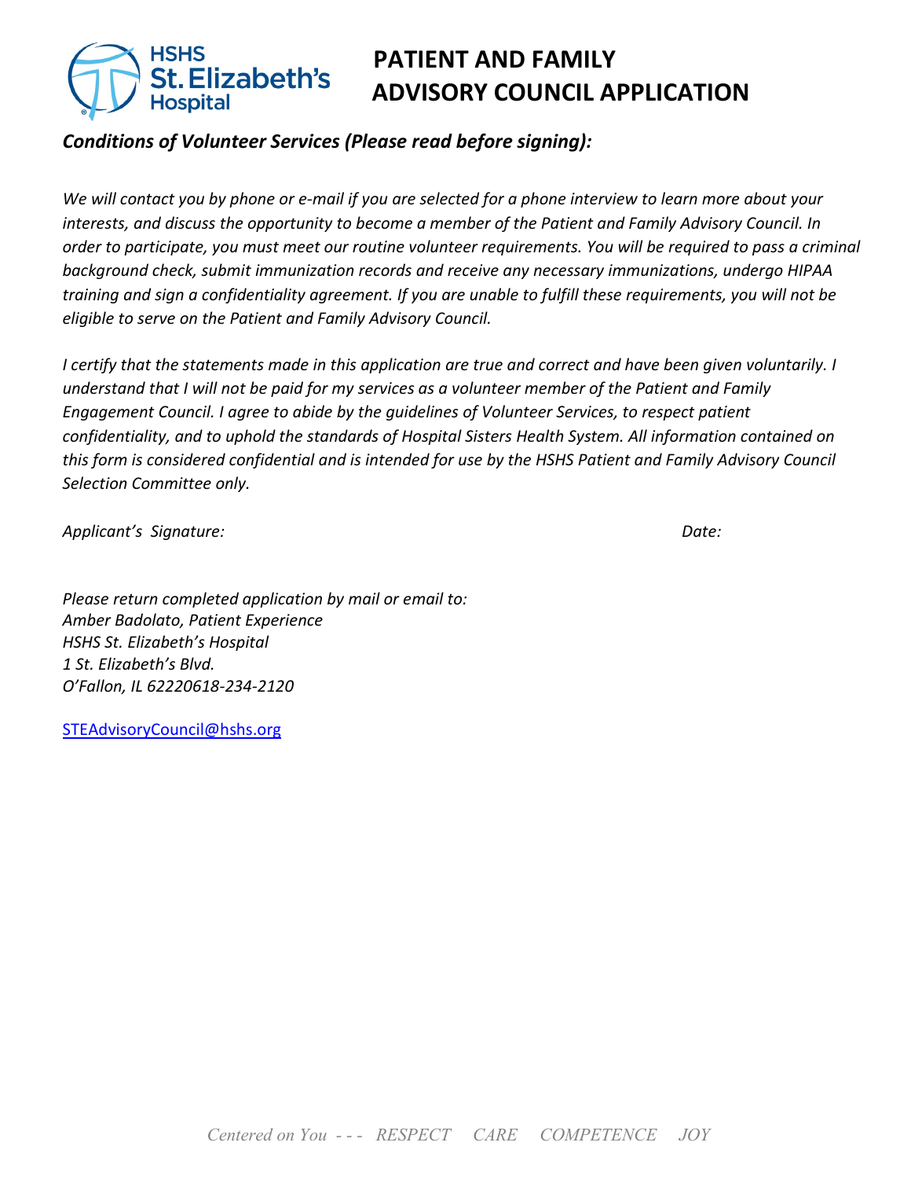# PATIENT AND FAMILY ADVISORY COUNCIL APPLICATION

HSHS St. Elizabeth's Hospital

***Conditions of Volunteer Services (Please read before signing):***

*We will contact you by phone or e-mail if you are selected for a phone interview to learn more about your interests, and discuss the opportunity to become a member of the Patient and Family Advisory Council. In order to participate, you must meet our routine volunteer requirements. You will be required to pass a criminal background check, submit immunization records and receive any necessary immunizations, undergo HIPAA training and sign a confidentiality agreement. If you are unable to fulfill these requirements, you will not be eligible to serve on the Patient and Family Advisory Council.*

*I certify that the statements made in this application are true and correct and have been given voluntarily. I understand that I will not be paid for my services as a volunteer member of the Patient and Family Engagement Council. I agree to abide by the guidelines of Volunteer Services, to respect patient confidentiality, and to uphold the standards of Hospital Sisters Health System. All information contained on this form is considered confidential and is intended for use by the HSHS Patient and Family Advisory Council Selection Committee only.*

*Applicant's Signature:* *Date:*

*Please return completed application by mail or email to:*
*Amber Badolato, Patient Experience*
*HSHS St. Elizabeth's Hospital*
*1 St. Elizabeth's Blvd.*
*O'Fallon, IL 62220618-234-2120*

STEAdvisoryCouncil@hshs.org

*Centered on You - - - RESPECT CARE COMPETENCE JOY*